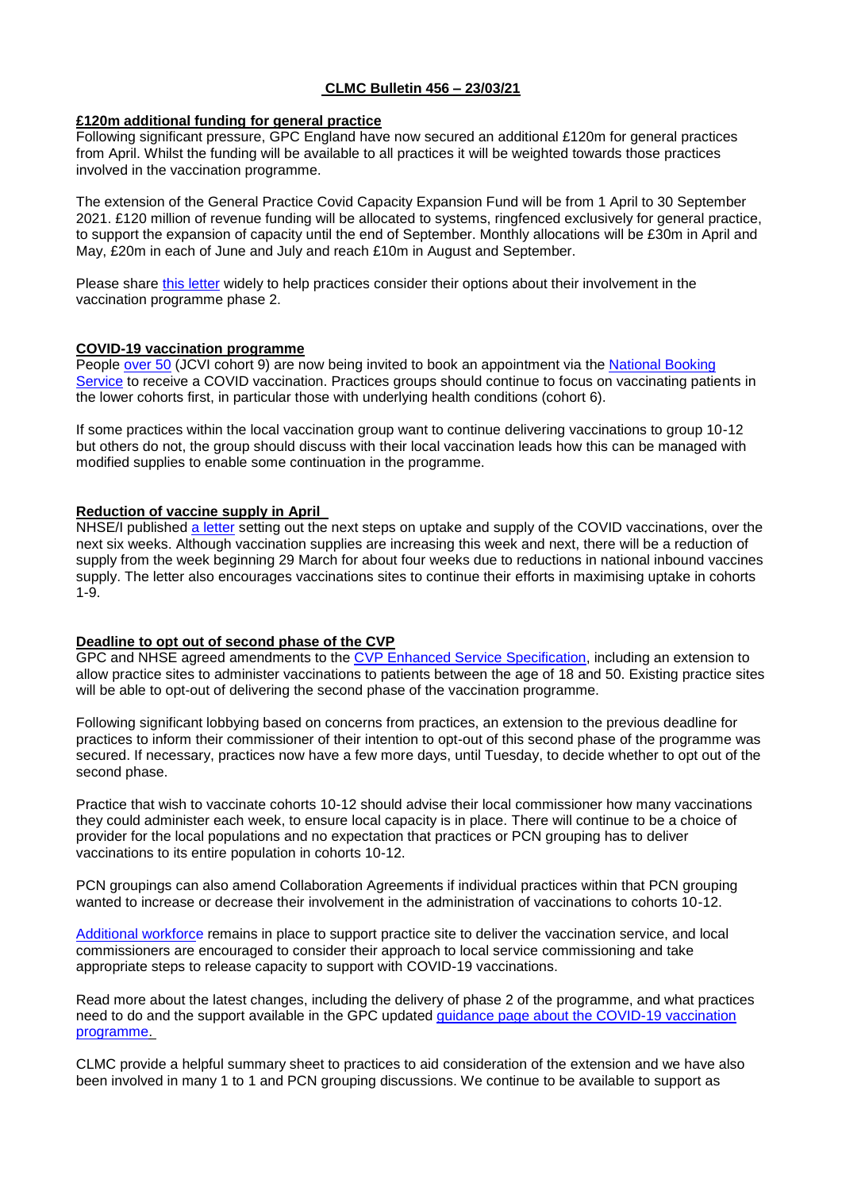# CLMC Bulletin 456 – 23/03/21

## £120m additional funding for general practice

Following significant pressure, GPC England have now secured an additional £120m for general practices from April. Whilst the funding will be available to all practices it will be weighted towards those practices involved in the vaccination programme.

The extension of the General Practice Covid Capacity Expansion Fund will be from 1 April to 30 September 2021. £120 million of revenue funding will be allocated to systems, ringfenced exclusively for general practice, to support the expansion of capacity until the end of September. Monthly allocations will be £30m in April and May, £20m in each of June and July and reach £10m in August and September.

Please share this letter widely to help practices consider their options about their involvement in the vaccination programme phase 2.

## COVID-19 vaccination programme

People over 50 (JCVI cohort 9) are now being invited to book an appointment via the National Booking Service to receive a COVID vaccination. Practices groups should continue to focus on vaccinating patients in the lower cohorts first, in particular those with underlying health conditions (cohort 6).

If some practices within the local vaccination group want to continue delivering vaccinations to group 10-12 but others do not, the group should discuss with their local vaccination leads how this can be managed with modified supplies to enable some continuation in the programme.

## Reduction of vaccine supply in April

NHSE/I published a letter setting out the next steps on uptake and supply of the COVID vaccinations, over the next six weeks. Although vaccination supplies are increasing this week and next, there will be a reduction of supply from the week beginning 29 March for about four weeks due to reductions in national inbound vaccines supply. The letter also encourages vaccinations sites to continue their efforts in maximising uptake in cohorts 1-9.

## Deadline to opt out of second phase of the CVP

GPC and NHSE agreed amendments to the CVP Enhanced Service Specification, including an extension to allow practice sites to administer vaccinations to patients between the age of 18 and 50. Existing practice sites will be able to opt-out of delivering the second phase of the vaccination programme.

Following significant lobbying based on concerns from practices, an extension to the previous deadline for practices to inform their commissioner of their intention to opt-out of this second phase of the programme was secured. If necessary, practices now have a few more days, until Tuesday, to decide whether to opt out of the second phase.

Practice that wish to vaccinate cohorts 10-12 should advise their local commissioner how many vaccinations they could administer each week, to ensure local capacity is in place. There will continue to be a choice of provider for the local populations and no expectation that practices or PCN grouping has to deliver vaccinations to its entire population in cohorts 10-12.

PCN groupings can also amend Collaboration Agreements if individual practices within that PCN grouping wanted to increase or decrease their involvement in the administration of vaccinations to cohorts 10-12.

Additional workforce remains in place to support practice site to deliver the vaccination service, and local commissioners are encouraged to consider their approach to local service commissioning and take appropriate steps to release capacity to support with COVID-19 vaccinations.

Read more about the latest changes, including the delivery of phase 2 of the programme, and what practices need to do and the support available in the GPC updated guidance page about the COVID-19 vaccination programme.

CLMC provide a helpful summary sheet to practices to aid consideration of the extension and we have also been involved in many 1 to 1 and PCN grouping discussions. We continue to be available to support as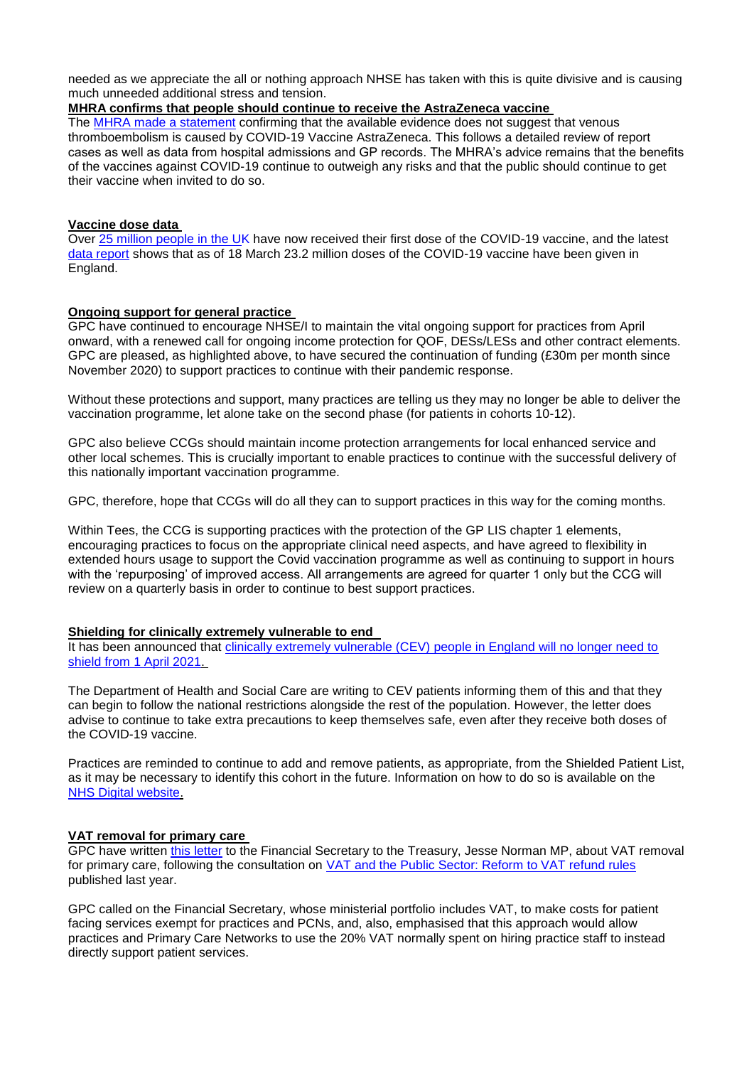needed as we appreciate the all or nothing approach NHSE has taken with this is quite divisive and is causing much unneeded additional stress and tension.

**MHRA confirms that people should continue to receive the AstraZeneca vaccine**

The [MHRA made a statement]() confirming that the available evidence does not suggest that venous thromboembolism is caused by COVID-19 Vaccine AstraZeneca. This follows a detailed review of report cases as well as data from hospital admissions and GP records. The MHRA's advice remains that the benefits of the vaccines against COVID-19 continue to outweigh any risks and that the public should continue to get their vaccine when invited to do so.

**Vaccine dose data**

Over [25 million people in the UK]() have now received their first dose of the COVID-19 vaccine, and the latest [data report]() shows that as of 18 March 23.2 million doses of the COVID-19 vaccine have been given in England.

**Ongoing support for general practice**

GPC have continued to encourage NHSE/I to maintain the vital ongoing support for practices from April onward, with a renewed call for ongoing income protection for QOF, DESs/LESs and other contract elements. GPC are pleased, as highlighted above, to have secured the continuation of funding (£30m per month since November 2020) to support practices to continue with their pandemic response.

Without these protections and support, many practices are telling us they may no longer be able to deliver the vaccination programme, let alone take on the second phase (for patients in cohorts 10-12).

GPC also believe CCGs should maintain income protection arrangements for local enhanced service and other local schemes. This is crucially important to enable practices to continue with the successful delivery of this nationally important vaccination programme.

GPC, therefore, hope that CCGs will do all they can to support practices in this way for the coming months.

Within Tees, the CCG is supporting practices with the protection of the GP LIS chapter 1 elements, encouraging practices to focus on the appropriate clinical need aspects, and have agreed to flexibility in extended hours usage to support the Covid vaccination programme as well as continuing to support in hours with the 'repurposing' of improved access. All arrangements are agreed for quarter 1 only but the CCG will review on a quarterly basis in order to continue to best support practices.

**Shielding for clinically extremely vulnerable to end**

It has been announced that [clinically extremely vulnerable (CEV) people in England will no longer need to shield from 1 April 2021.]()

The Department of Health and Social Care are writing to CEV patients informing them of this and that they can begin to follow the national restrictions alongside the rest of the population. However, the letter does advise to continue to take extra precautions to keep themselves safe, even after they receive both doses of the COVID-19 vaccine.

Practices are reminded to continue to add and remove patients, as appropriate, from the Shielded Patient List, as it may be necessary to identify this cohort in the future. Information on how to do so is available on the [NHS Digital website.]()

**VAT removal for primary care**

GPC have written [this letter]() to the Financial Secretary to the Treasury, Jesse Norman MP, about VAT removal for primary care, following the consultation on [VAT and the Public Sector: Reform to VAT refund rules]() published last year.

GPC called on the Financial Secretary, whose ministerial portfolio includes VAT, to make costs for patient facing services exempt for practices and PCNs, and, also, emphasised that this approach would allow practices and Primary Care Networks to use the 20% VAT normally spent on hiring practice staff to instead directly support patient services.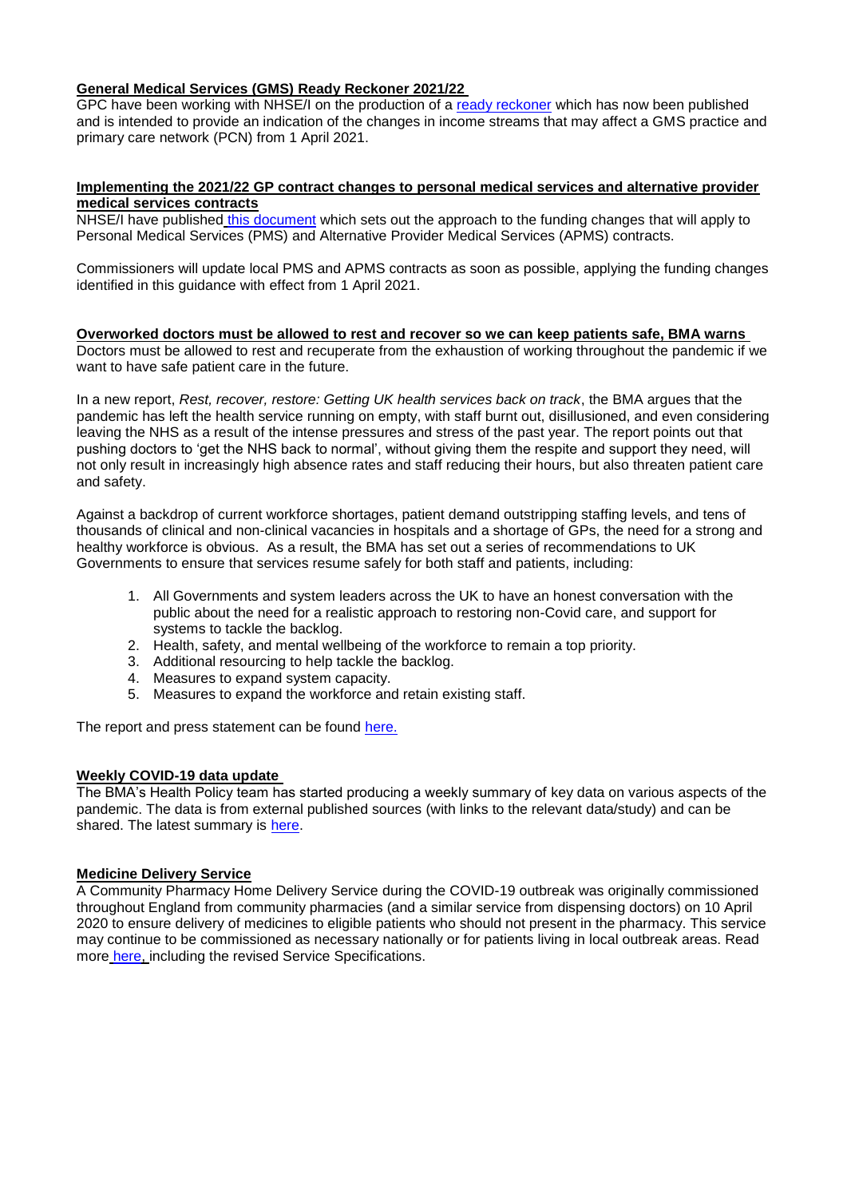**General Medical Services (GMS) Ready Reckoner 2021/22**

GPC have been working with NHSE/I on the production of a ready reckoner which has now been published and is intended to provide an indication of the changes in income streams that may affect a GMS practice and primary care network (PCN) from 1 April 2021.

**Implementing the 2021/22 GP contract changes to personal medical services and alternative provider medical services contracts**

NHSE/I have published this document which sets out the approach to the funding changes that will apply to Personal Medical Services (PMS) and Alternative Provider Medical Services (APMS) contracts.

Commissioners will update local PMS and APMS contracts as soon as possible, applying the funding changes identified in this guidance with effect from 1 April 2021.

**Overworked doctors must be allowed to rest and recover so we can keep patients safe, BMA warns**

Doctors must be allowed to rest and recuperate from the exhaustion of working throughout the pandemic if we want to have safe patient care in the future.

In a new report, *Rest, recover, restore: Getting UK health services back on track*, the BMA argues that the pandemic has left the health service running on empty, with staff burnt out, disillusioned, and even considering leaving the NHS as a result of the intense pressures and stress of the past year. The report points out that pushing doctors to 'get the NHS back to normal', without giving them the respite and support they need, will not only result in increasingly high absence rates and staff reducing their hours, but also threaten patient care and safety.

Against a backdrop of current workforce shortages, patient demand outstripping staffing levels, and tens of thousands of clinical and non-clinical vacancies in hospitals and a shortage of GPs, the need for a strong and healthy workforce is obvious. As a result, the BMA has set out a series of recommendations to UK Governments to ensure that services resume safely for both staff and patients, including:

1. All Governments and system leaders across the UK to have an honest conversation with the public about the need for a realistic approach to restoring non-Covid care, and support for systems to tackle the backlog.
2. Health, safety, and mental wellbeing of the workforce to remain a top priority.
3. Additional resourcing to help tackle the backlog.
4. Measures to expand system capacity.
5. Measures to expand the workforce and retain existing staff.

The report and press statement can be found here.

**Weekly COVID-19 data update**

The BMA's Health Policy team has started producing a weekly summary of key data on various aspects of the pandemic. The data is from external published sources (with links to the relevant data/study) and can be shared. The latest summary is here.

**Medicine Delivery Service**

A Community Pharmacy Home Delivery Service during the COVID-19 outbreak was originally commissioned throughout England from community pharmacies (and a similar service from dispensing doctors) on 10 April 2020 to ensure delivery of medicines to eligible patients who should not present in the pharmacy. This service may continue to be commissioned as necessary nationally or for patients living in local outbreak areas. Read more here, including the revised Service Specifications.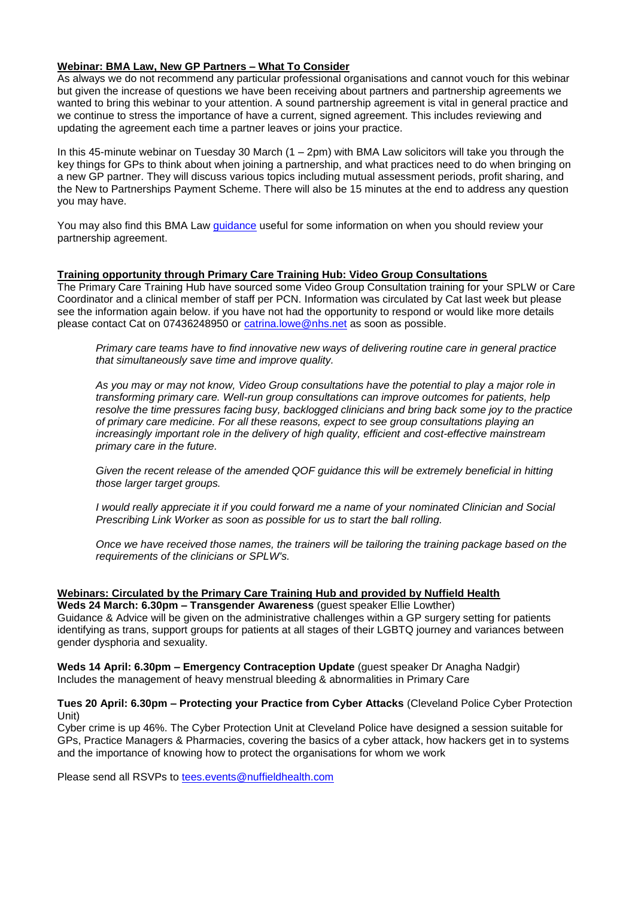**Webinar: BMA Law, New GP Partners – What To Consider**

As always we do not recommend any particular professional organisations and cannot vouch for this webinar but given the increase of questions we have been receiving about partners and partnership agreements we wanted to bring this webinar to your attention. A sound partnership agreement is vital in general practice and we continue to stress the importance of have a current, signed agreement. This includes reviewing and updating the agreement each time a partner leaves or joins your practice.

In this 45-minute webinar on Tuesday 30 March (1 – 2pm) with BMA Law solicitors will take you through the key things for GPs to think about when joining a partnership, and what practices need to do when bringing on a new GP partner. They will discuss various topics including mutual assessment periods, profit sharing, and the New to Partnerships Payment Scheme. There will also be 15 minutes at the end to address any question you may have.

You may also find this BMA Law guidance useful for some information on when you should review your partnership agreement.

**Training opportunity through Primary Care Training Hub: Video Group Consultations**

The Primary Care Training Hub have sourced some Video Group Consultation training for your SPLW or Care Coordinator and a clinical member of staff per PCN. Information was circulated by Cat last week but please see the information again below. if you have not had the opportunity to respond or would like more details please contact Cat on 07436248950 or catrina.lowe@nhs.net as soon as possible.

> *Primary care teams have to find innovative new ways of delivering routine care in general practice that simultaneously save time and improve quality.*
>
> *As you may or may not know, Video Group consultations have the potential to play a major role in transforming primary care. Well-run group consultations can improve outcomes for patients, help resolve the time pressures facing busy, backlogged clinicians and bring back some joy to the practice of primary care medicine. For all these reasons, expect to see group consultations playing an increasingly important role in the delivery of high quality, efficient and cost-effective mainstream primary care in the future.*
>
> *Given the recent release of the amended QOF guidance this will be extremely beneficial in hitting those larger target groups.*
>
> *I would really appreciate it if you could forward me a name of your nominated Clinician and Social Prescribing Link Worker as soon as possible for us to start the ball rolling.*
>
> *Once we have received those names, the trainers will be tailoring the training package based on the requirements of the clinicians or SPLW's.*

**Webinars: Circulated by the Primary Care Training Hub and provided by Nuffield Health**

**Weds 24 March: 6.30pm – Transgender Awareness** (guest speaker Ellie Lowther)
Guidance & Advice will be given on the administrative challenges within a GP surgery setting for patients identifying as trans, support groups for patients at all stages of their LGBTQ journey and variances between gender dysphoria and sexuality.

**Weds 14 April: 6.30pm – Emergency Contraception Update** (guest speaker Dr Anagha Nadgir)
Includes the management of heavy menstrual bleeding & abnormalities in Primary Care

**Tues 20 April: 6.30pm – Protecting your Practice from Cyber Attacks** (Cleveland Police Cyber Protection Unit)
Cyber crime is up 46%. The Cyber Protection Unit at Cleveland Police have designed a session suitable for GPs, Practice Managers & Pharmacies, covering the basics of a cyber attack, how hackers get in to systems and the importance of knowing how to protect the organisations for whom we work

Please send all RSVPs to tees.events@nuffieldhealth.com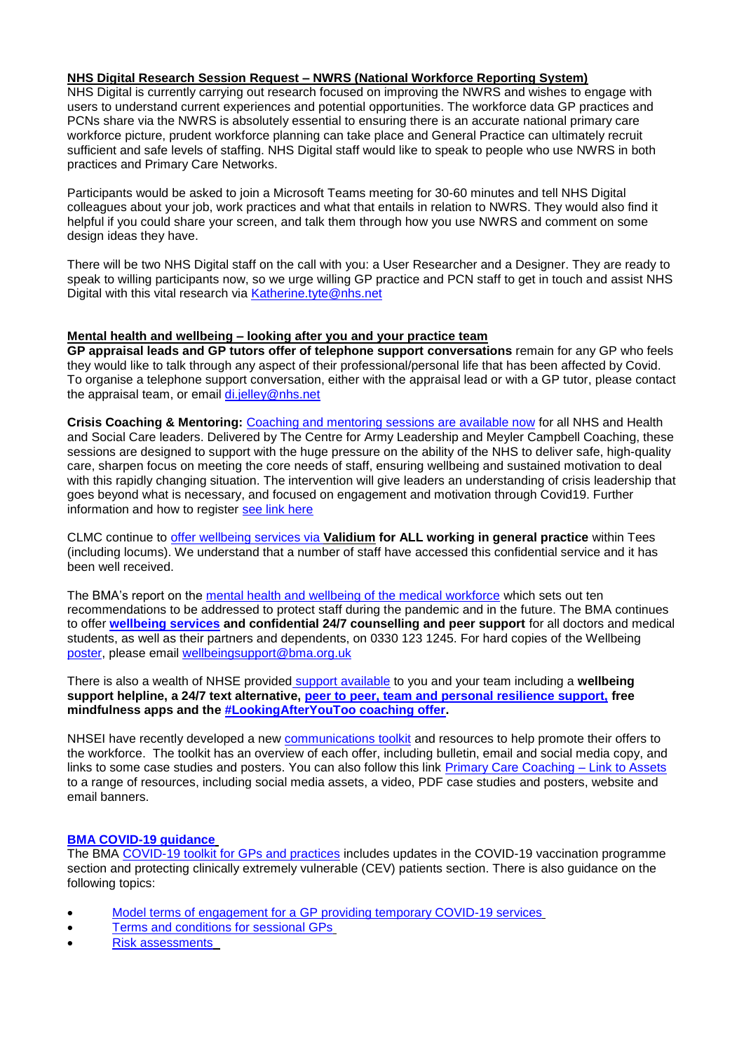**NHS Digital Research Session Request – NWRS (National Workforce Reporting System)**

NHS Digital is currently carrying out research focused on improving the NWRS and wishes to engage with users to understand current experiences and potential opportunities. The workforce data GP practices and PCNs share via the NWRS is absolutely essential to ensuring there is an accurate national primary care workforce picture, prudent workforce planning can take place and General Practice can ultimately recruit sufficient and safe levels of staffing. NHS Digital staff would like to speak to people who use NWRS in both practices and Primary Care Networks.

Participants would be asked to join a Microsoft Teams meeting for 30-60 minutes and tell NHS Digital colleagues about your job, work practices and what that entails in relation to NWRS. They would also find it helpful if you could share your screen, and talk them through how you use NWRS and comment on some design ideas they have.

There will be two NHS Digital staff on the call with you: a User Researcher and a Designer. They are ready to speak to willing participants now, so we urge willing GP practice and PCN staff to get in touch and assist NHS Digital with this vital research via Katherine.tyte@nhs.net

**Mental health and wellbeing – looking after you and your practice team**

**GP appraisal leads and GP tutors offer of telephone support conversations** remain for any GP who feels they would like to talk through any aspect of their professional/personal life that has been affected by Covid. To organise a telephone support conversation, either with the appraisal lead or with a GP tutor, please contact the appraisal team, or email di.jelley@nhs.net

**Crisis Coaching & Mentoring:** Coaching and mentoring sessions are available now for all NHS and Health and Social Care leaders. Delivered by The Centre for Army Leadership and Meyler Campbell Coaching, these sessions are designed to support with the huge pressure on the ability of the NHS to deliver safe, high-quality care, sharpen focus on meeting the core needs of staff, ensuring wellbeing and sustained motivation to deal with this rapidly changing situation. The intervention will give leaders an understanding of crisis leadership that goes beyond what is necessary, and focused on engagement and motivation through Covid19. Further information and how to register see link here

CLMC continue to offer wellbeing services via **Validium for ALL working in general practice** within Tees (including locums). We understand that a number of staff have accessed this confidential service and it has been well received.

The BMA's report on the mental health and wellbeing of the medical workforce which sets out ten recommendations to be addressed to protect staff during the pandemic and in the future. The BMA continues to offer **wellbeing services and confidential 24/7 counselling and peer support** for all doctors and medical students, as well as their partners and dependents, on 0330 123 1245. For hard copies of the Wellbeing poster, please email wellbeingsupport@bma.org.uk

There is also a wealth of NHSE provided support available to you and your team including a **wellbeing support helpline, a 24/7 text alternative, peer to peer, team and personal resilience support, free mindfulness apps and the #LookingAfterYouToo coaching offer.**

NHSEI have recently developed a new communications toolkit and resources to help promote their offers to the workforce. The toolkit has an overview of each offer, including bulletin, email and social media copy, and links to some case studies and posters. You can also follow this link Primary Care Coaching – Link to Assets to a range of resources, including social media assets, a video, PDF case studies and posters, website and email banners.

**BMA COVID-19 guidance**

The BMA COVID-19 toolkit for GPs and practices includes updates in the COVID-19 vaccination programme section and protecting clinically extremely vulnerable (CEV) patients section. There is also guidance on the following topics:

- Model terms of engagement for a GP providing temporary COVID-19 services
- Terms and conditions for sessional GPs
- Risk assessments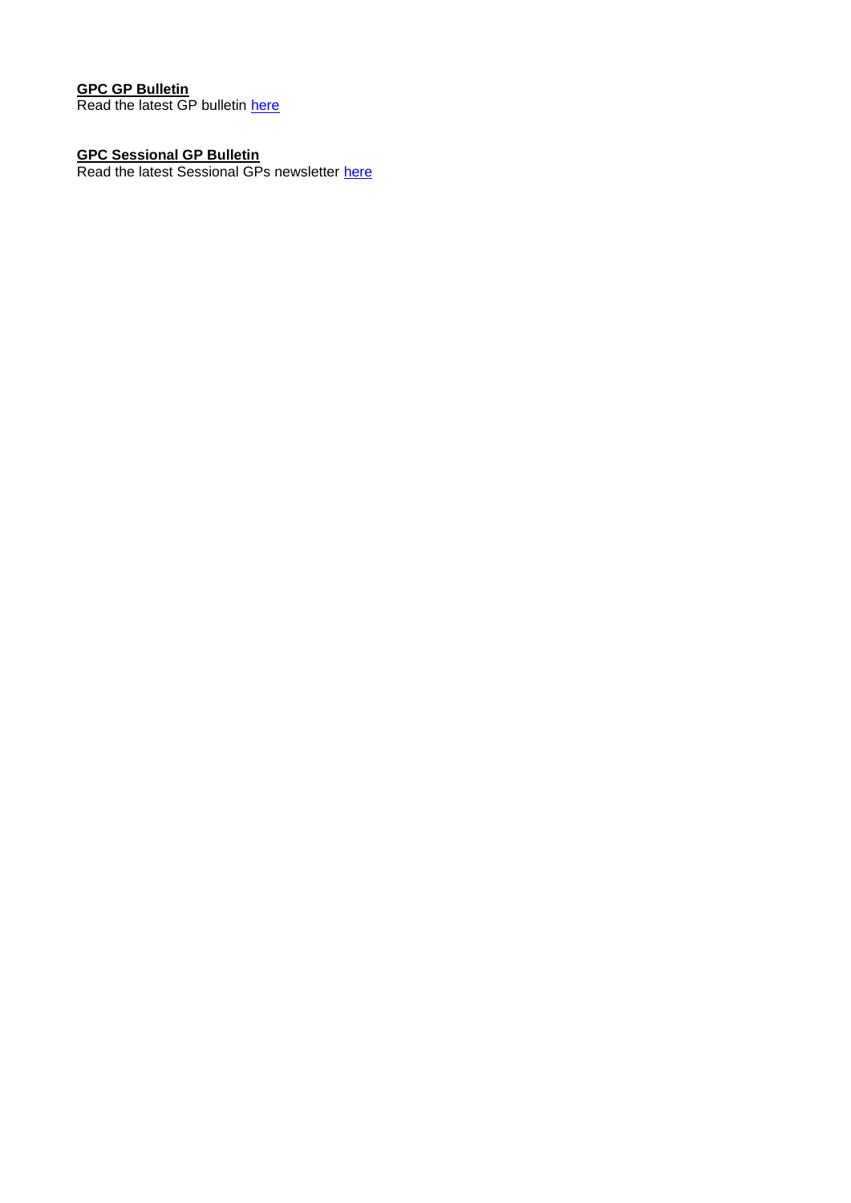**GPC GP Bulletin**

Read the latest GP bulletin here

**GPC Sessional GP Bulletin**

Read the latest Sessional GPs newsletter here